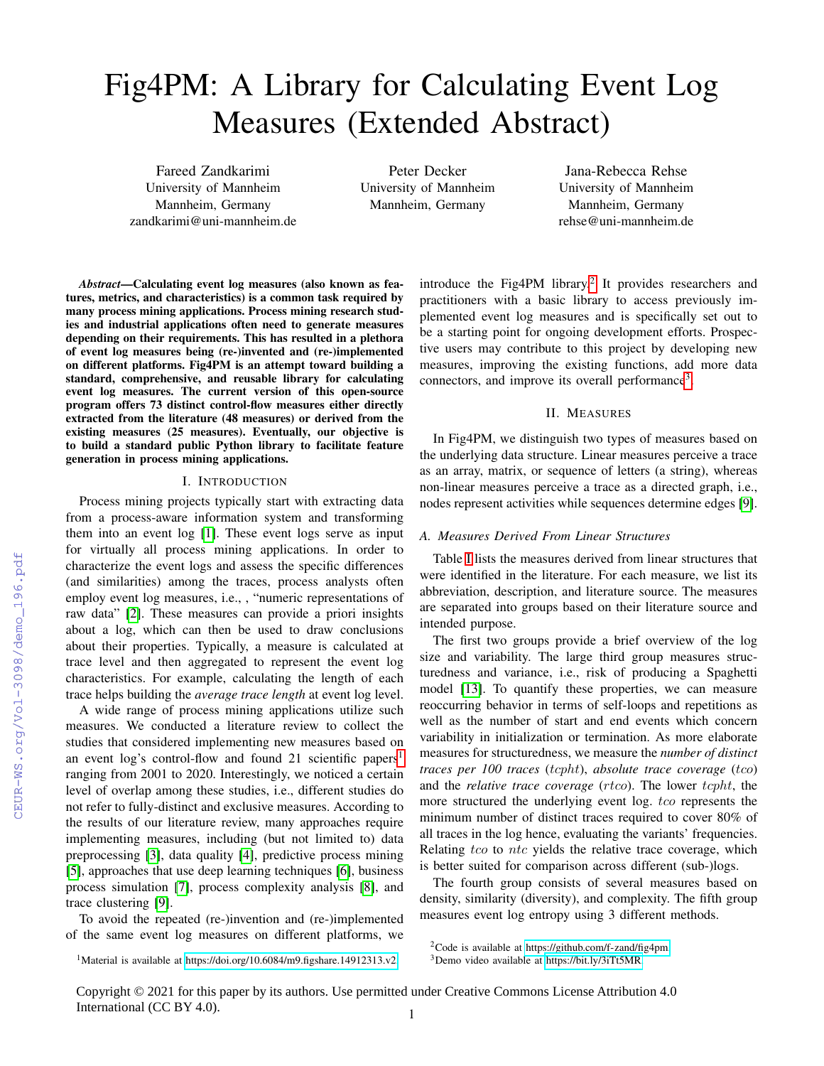# Fig4PM: A Library for Calculating Event Log Measures (Extended Abstract)

Fareed Zandkarimi
University of Mannheim
Mannheim, Germany
zandkarimi@uni-mannheim.de

Peter Decker
University of Mannheim
Mannheim, Germany

Jana-Rebecca Rehse
University of Mannheim
Mannheim, Germany
rehse@uni-mannheim.de

***Abstract*—Calculating event log measures (also known as features, metrics, and characteristics) is a common task required by many process mining applications. Process mining research studies and industrial applications often need to generate measures depending on their requirements. This has resulted in a plethora of event log measures being (re-)invented and (re-)implemented on different platforms. Fig4PM is an attempt toward building a standard, comprehensive, and reusable library for calculating event log measures. The current version of this open-source program offers 73 distinct control-flow measures either directly extracted from the literature (48 measures) or derived from the existing measures (25 measures). Eventually, our objective is to build a standard public Python library to facilitate feature generation in process mining applications.**

## I. Introduction

Process mining projects typically start with extracting data from a process-aware information system and transforming them into an event log [1]. These event logs serve as input for virtually all process mining applications. In order to characterize the event logs and assess the specific differences (and similarities) among the traces, process analysts often employ event log measures, i.e., , "numeric representations of raw data" [2]. These measures can provide a priori insights about a log, which can then be used to draw conclusions about their properties. Typically, a measure is calculated at trace level and then aggregated to represent the event log characteristics. For example, calculating the length of each trace helps building the *average trace length* at event log level.

A wide range of process mining applications utilize such measures. We conducted a literature review to collect the studies that considered implementing new measures based on an event log's control-flow and found 21 scientific papers[1] ranging from 2001 to 2020. Interestingly, we noticed a certain level of overlap among these studies, i.e., different studies do not refer to fully-distinct and exclusive measures. According to the results of our literature review, many approaches require implementing measures, including (but not limited to) data preprocessing [3], data quality [4], predictive process mining [5], approaches that use deep learning techniques [6], business process simulation [7], process complexity analysis [8], and trace clustering [9].

To avoid the repeated (re-)invention and (re-)implemented of the same event log measures on different platforms, we introduce the Fig4PM library.[2] It provides researchers and practitioners with a basic library to access previously implemented event log measures and is specifically set out to be a starting point for ongoing development efforts. Prospective users may contribute to this project by developing new measures, improving the existing functions, add more data connectors, and improve its overall performance[3].

## II. Measures

In Fig4PM, we distinguish two types of measures based on the underlying data structure. Linear measures perceive a trace as an array, matrix, or sequence of letters (a string), whereas non-linear measures perceive a trace as a directed graph, i.e., nodes represent activities while sequences determine edges [9].

### A. Measures Derived From Linear Structures

Table I lists the measures derived from linear structures that were identified in the literature. For each measure, we list its abbreviation, description, and literature source. The measures are separated into groups based on their literature source and intended purpose.

The first two groups provide a brief overview of the log size and variability. The large third group measures structuredness and variance, i.e., risk of producing a Spaghetti model [13]. To quantify these properties, we can measure reoccurring behavior in terms of self-loops and repetitions as well as the number of start and end events which concern variability in initialization or termination. As more elaborate measures for structuredness, we measure the *number of distinct traces per 100 traces* ($tcpht$), *absolute trace coverage* ($tco$) and the *relative trace coverage* ($rtco$). The lower $tcpht$, the more structured the underlying event log. $tco$ represents the minimum number of distinct traces required to cover 80% of all traces in the log hence, evaluating the variants' frequencies. Relating $tco$ to $ntc$ yields the relative trace coverage, which is better suited for comparison across different (sub-)logs.

The fourth group consists of several measures based on density, similarity (diversity), and complexity. The fifth group measures event log entropy using 3 different methods.

[1] Material is available at https://doi.org/10.6084/m9.figshare.14912313.v2

[2] Code is available at https://github.com/f-zand/fig4pm

[3] Demo video available at https://bit.ly/3iTt5MR

Copyright © 2021 for this paper by its authors. Use permitted under Creative Commons License Attribution 4.0 International (CC BY 4.0).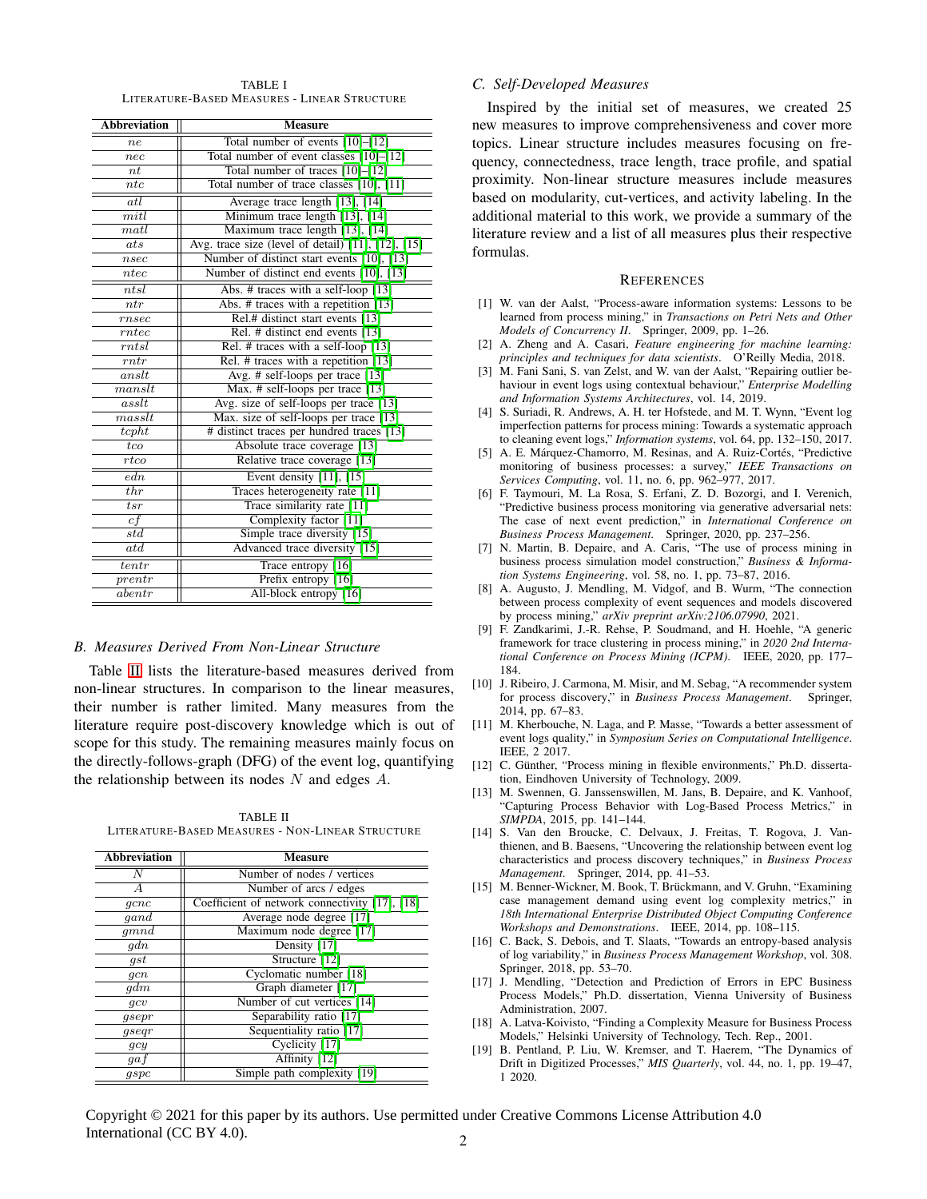TABLE I
LITERATURE-BASED MEASURES - LINEAR STRUCTURE

| Abbreviation | Measure |
|---|---|
| $ne$ | Total number of events [10]–[12] |
| $nec$ | Total number of event classes [10]–[12] |
| $nt$ | Total number of traces [10]–[12] |
| $ntc$ | Total number of trace classes [10], [11] |
| $atl$ | Average trace length [13], [14] |
| $mitl$ | Minimum trace length [13], [14] |
| $matl$ | Maximum trace length [13], [14] |
| $ats$ | Avg. trace size (level of detail) [11], [12], [15] |
| $nsec$ | Number of distinct start events [10], [13] |
| $ntec$ | Number of distinct end events [10], [13] |
| $ntsl$ | Abs. # traces with a self-loop [13] |
| $ntr$ | Abs. # traces with a repetition [13] |
| $rnsec$ | Rel.# distinct start events [13] |
| $rntec$ | Rel. # distinct end events [13] |
| $rntsl$ | Rel. # traces with a self-loop [13] |
| $rntr$ | Rel. # traces with a repetition [13] |
| $anslt$ | Avg. # self-loops per trace [13] |
| $manslt$ | Max. # self-loops per trace [13] |
| $asslt$ | Avg. size of self-loops per trace [13] |
| $masslt$ | Max. size of self-loops per trace [13] |
| $tcpht$ | # distinct traces per hundred traces [13] |
| $tco$ | Absolute trace coverage [13] |
| $rtco$ | Relative trace coverage [13] |
| $edn$ | Event density [11], [15] |
| $thr$ | Traces heterogeneity rate [11] |
| $tsr$ | Trace similarity rate [11] |
| $cf$ | Complexity factor [11] |
| $std$ | Simple trace diversity [15] |
| $atd$ | Advanced trace diversity [15] |
| $tentr$ | Trace entropy [16] |
| $prentr$ | Prefix entropy [16] |
| $abentr$ | All-block entropy [16] |

### B. Measures Derived From Non-Linear Structure

Table II lists the literature-based measures derived from non-linear structures. In comparison to the linear measures, their number is rather limited. Many measures from the literature require post-discovery knowledge which is out of scope for this study. The remaining measures mainly focus on the directly-follows-graph (DFG) of the event log, quantifying the relationship between its nodes $N$ and edges $A$.

TABLE II
LITERATURE-BASED MEASURES - NON-LINEAR STRUCTURE

| Abbreviation | Measure |
|---|---|
| $N$ | Number of nodes / vertices |
| $A$ | Number of arcs / edges |
| $gcnc$ | Coefficient of network connectivity [17], [18] |
| $gand$ | Average node degree [17] |
| $gmnd$ | Maximum node degree [17] |
| $gdn$ | Density [17] |
| $gst$ | Structure [12] |
| $gcn$ | Cyclomatic number [18] |
| $gdm$ | Graph diameter [17] |
| $gcv$ | Number of cut vertices [14] |
| $gsepr$ | Separability ratio [17] |
| $gseqr$ | Sequentiality ratio [17] |
| $gcy$ | Cyclicity [17] |
| $gaf$ | Affinity [12] |
| $gspc$ | Simple path complexity [19] |

### C. Self-Developed Measures

Inspired by the initial set of measures, we created 25 new measures to improve comprehensiveness and cover more topics. Linear structure includes measures focusing on frequency, connectedness, trace length, trace profile, and spatial proximity. Non-linear structure measures include measures based on modularity, cut-vertices, and activity labeling. In the additional material to this work, we provide a summary of the literature review and a list of all measures plus their respective formulas.

## REFERENCES

[1] W. van der Aalst, "Process-aware information systems: Lessons to be learned from process mining," in *Transactions on Petri Nets and Other Models of Concurrency II*. Springer, 2009, pp. 1–26.

[2] A. Zheng and A. Casari, *Feature engineering for machine learning: principles and techniques for data scientists*. O'Reilly Media, 2018.

[3] M. Fani Sani, S. van Zelst, and W. van der Aalst, "Repairing outlier behaviour in event logs using contextual behaviour," *Enterprise Modelling and Information Systems Architectures*, vol. 14, 2019.

[4] S. Suriadi, R. Andrews, A. H. ter Hofstede, and M. T. Wynn, "Event log imperfection patterns for process mining: Towards a systematic approach to cleaning event logs," *Information systems*, vol. 64, pp. 132–150, 2017.

[5] A. E. Márquez-Chamorro, M. Resinas, and A. Ruiz-Cortés, "Predictive monitoring of business processes: a survey," *IEEE Transactions on Services Computing*, vol. 11, no. 6, pp. 962–977, 2017.

[6] F. Taymouri, M. La Rosa, S. Erfani, Z. D. Bozorgi, and I. Verenich, "Predictive business process monitoring via generative adversarial nets: The case of next event prediction," in *International Conference on Business Process Management*. Springer, 2020, pp. 237–256.

[7] N. Martin, B. Depaire, and A. Caris, "The use of process mining in business process simulation model construction," *Business & Information Systems Engineering*, vol. 58, no. 1, pp. 73–87, 2016.

[8] A. Augusto, J. Mendling, M. Vidgof, and B. Wurm, "The connection between process complexity of event sequences and models discovered by process mining," *arXiv preprint arXiv:2106.07990*, 2021.

[9] F. Zandkarimi, J.-R. Rehse, P. Soudmand, and H. Hoehle, "A generic framework for trace clustering in process mining," in *2020 2nd International Conference on Process Mining (ICPM)*. IEEE, 2020, pp. 177–184.

[10] J. Ribeiro, J. Carmona, M. Misir, and M. Sebag, "A recommender system for process discovery," in *Business Process Management*. Springer, 2014, pp. 67–83.

[11] M. Kherbouche, N. Laga, and P. Masse, "Towards a better assessment of event logs quality," in *Symposium Series on Computational Intelligence*. IEEE, 2 2017.

[12] C. Günther, "Process mining in flexible environments," Ph.D. dissertation, Eindhoven University of Technology, 2009.

[13] M. Swennen, G. Janssenswillen, M. Jans, B. Depaire, and K. Vanhoof, "Capturing Process Behavior with Log-Based Process Metrics," in *SIMPDA*, 2015, pp. 141–144.

[14] S. Van den Broucke, C. Delvaux, J. Freitas, T. Rogova, J. Vanthienen, and B. Baesens, "Uncovering the relationship between event log characteristics and process discovery techniques," in *Business Process Management*. Springer, 2014, pp. 41–53.

[15] M. Benner-Wickner, M. Book, T. Brückmann, and V. Gruhn, "Examining case management demand using event log complexity metrics," in *18th International Enterprise Distributed Object Computing Conference Workshops and Demonstrations*. IEEE, 2014, pp. 108–115.

[16] S. Back, S. Debois, and T. Slaats, "Towards an entropy-based analysis of log variability," in *Business Process Management Workshop*, vol. 308. Springer, 2018, pp. 53–70.

[17] J. Mendling, "Detection and Prediction of Errors in EPC Business Process Models," Ph.D. dissertation, Vienna University of Business Administration, 2007.

[18] A. Latva-Koivisto, "Finding a Complexity Measure for Business Process Models," Helsinki University of Technology, Tech. Rep., 2001.

[19] B. Pentland, P. Liu, W. Kremser, and T. Haerem, "The Dynamics of Drift in Digitized Processes," *MIS Quarterly*, vol. 44, no. 1, pp. 19–47, 1 2020.

Copyright © 2021 for this paper by its authors. Use permitted under Creative Commons License Attribution 4.0 International (CC BY 4.0).